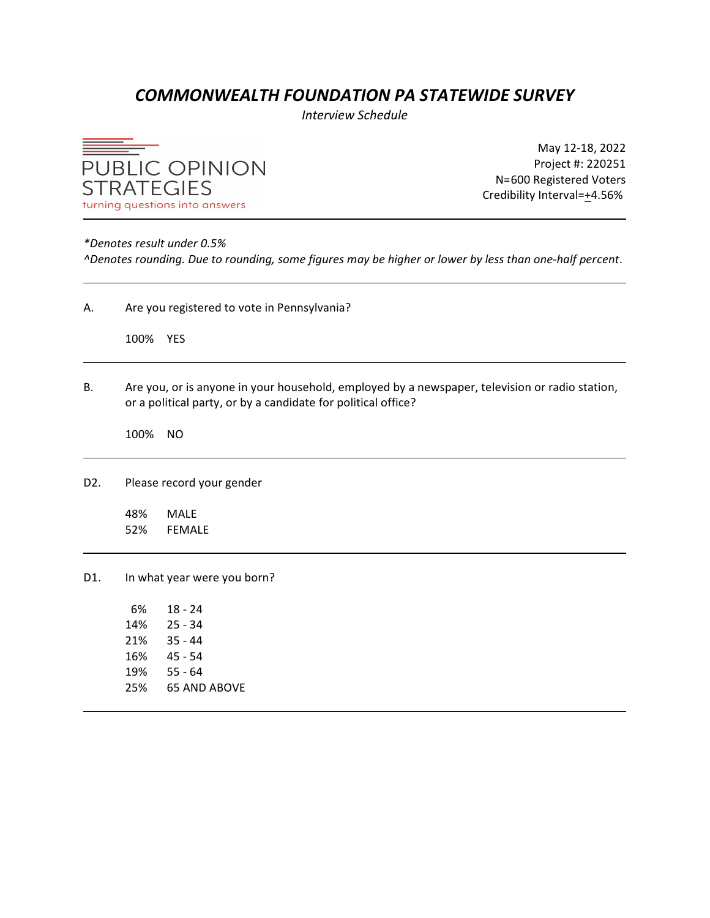# COMMONWEALTH FOUNDATION PA STATEWIDE SURVEY

*Interview Schedule*

PUBLIC OPINION STRATEGIES
turning questions into answers

May 12-18, 2022
Project #: 220251
N=600 Registered Voters
Credibility Interval=±4.56%

---

*\*Denotes result under 0.5%*
*^Denotes rounding. Due to rounding, some figures may be higher or lower by less than one-half percent.*

---

A. Are you registered to vote in Pennsylvania?

100% YES

---

B. Are you, or is anyone in your household, employed by a newspaper, television or radio station, or a political party, or by a candidate for political office?

100% NO

---

D2. Please record your gender

48% MALE
52% FEMALE

---

D1. In what year were you born?

6% 18 - 24
14% 25 - 34
21% 35 - 44
16% 45 - 54
19% 55 - 64
25% 65 AND ABOVE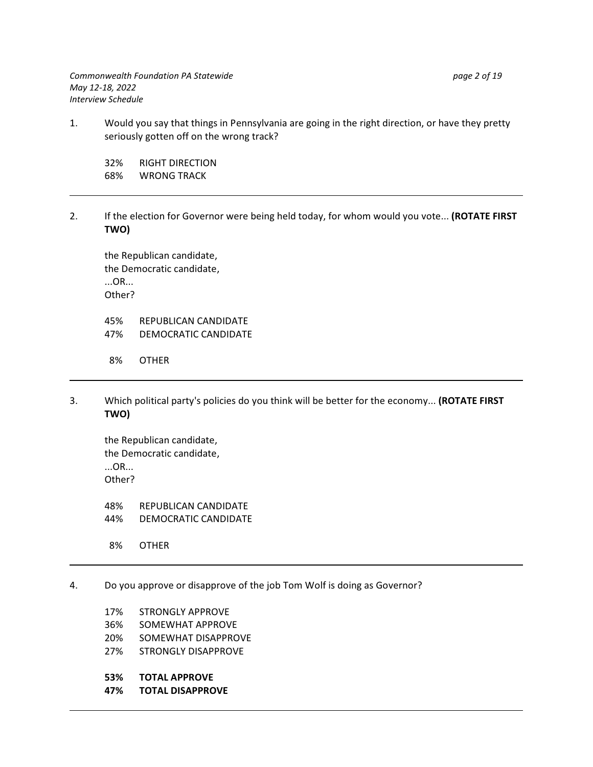1. Would you say that things in Pennsylvania are going in the right direction, or have they pretty seriously gotten off on the wrong track?

   32% RIGHT DIRECTION
   68% WRONG TRACK

---

2. If the election for Governor were being held today, for whom would you vote... **(ROTATE FIRST TWO)**

   the Republican candidate,
   the Democratic candidate,
   ...OR...
   Other?

   45% REPUBLICAN CANDIDATE
   47% DEMOCRATIC CANDIDATE

   8% OTHER

---

3. Which political party's policies do you think will be better for the economy... **(ROTATE FIRST TWO)**

   the Republican candidate,
   the Democratic candidate,
   ...OR...
   Other?

   48% REPUBLICAN CANDIDATE
   44% DEMOCRATIC CANDIDATE

   8% OTHER

---

4. Do you approve or disapprove of the job Tom Wolf is doing as Governor?

   17% STRONGLY APPROVE
   36% SOMEWHAT APPROVE
   20% SOMEWHAT DISAPPROVE
   27% STRONGLY DISAPPROVE

   **53% TOTAL APPROVE**
   **47% TOTAL DISAPPROVE**

---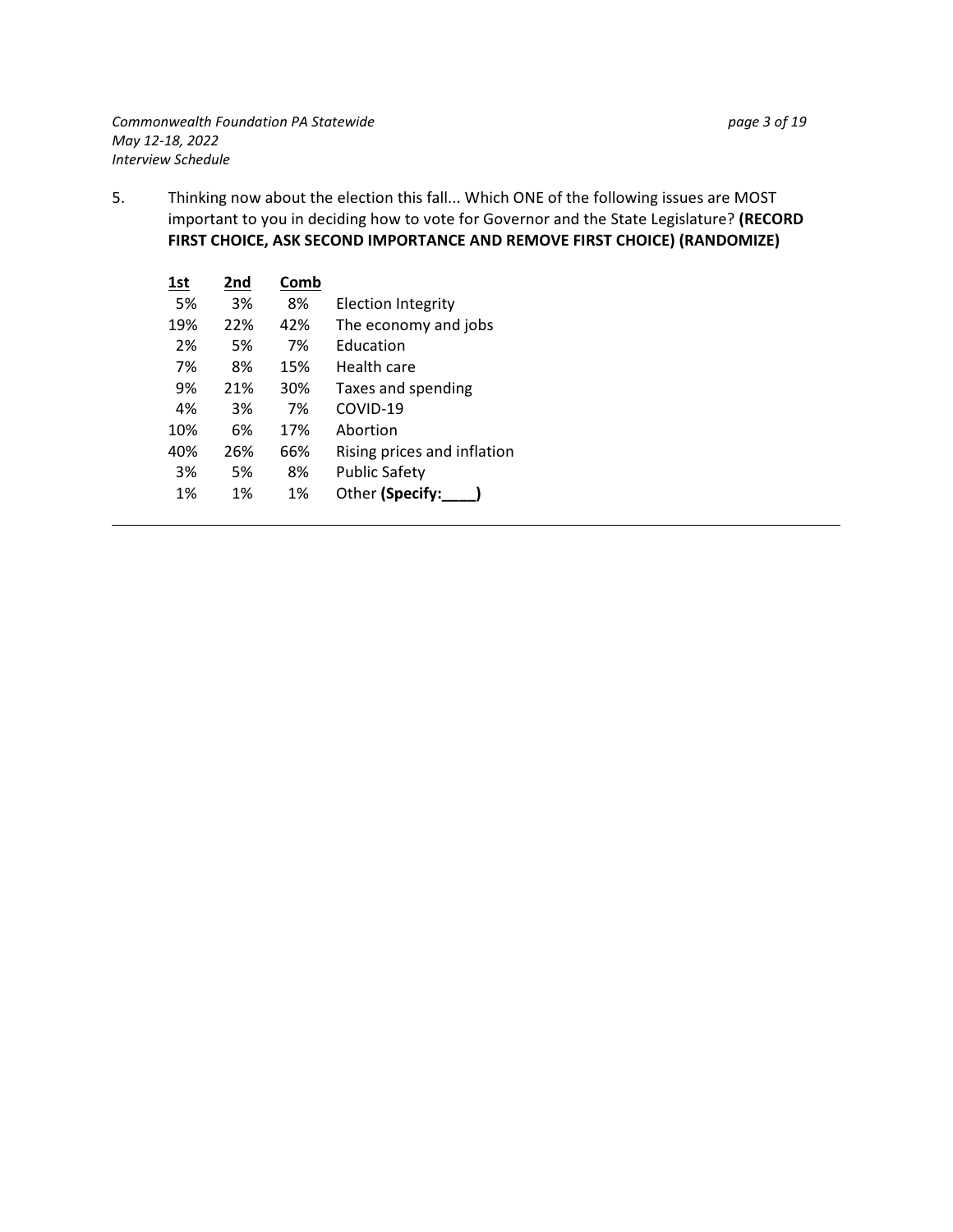5. Thinking now about the election this fall... Which ONE of the following issues are MOST important to you in deciding how to vote for Governor and the State Legislature? **(RECORD FIRST CHOICE, ASK SECOND IMPORTANCE AND REMOVE FIRST CHOICE) (RANDOMIZE)**

| 1st | 2nd | Comb | |
|---|---|---|---|
| 5% | 3% | 8% | Election Integrity |
| 19% | 22% | 42% | The economy and jobs |
| 2% | 5% | 7% | Education |
| 7% | 8% | 15% | Health care |
| 9% | 21% | 30% | Taxes and spending |
| 4% | 3% | 7% | COVID-19 |
| 10% | 6% | 17% | Abortion |
| 40% | 26% | 66% | Rising prices and inflation |
| 3% | 5% | 8% | Public Safety |
| 1% | 1% | 1% | Other **(Specify:____)** |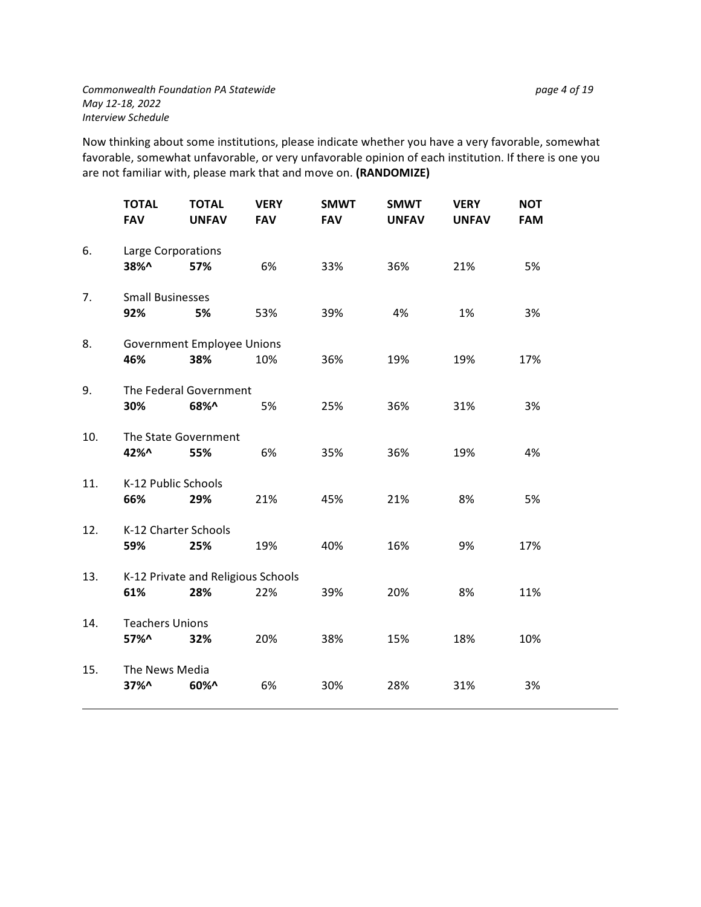Now thinking about some institutions, please indicate whether you have a very favorable, somewhat favorable, somewhat unfavorable, or very unfavorable opinion of each institution. If there is one you are not familiar with, please mark that and move on. **(RANDOMIZE)**

| | | TOTAL FAV | TOTAL UNFAV | VERY FAV | SMWT FAV | SMWT UNFAV | VERY UNFAV | NOT FAM |
|---|---|---|---|---|---|---|---|---|
| 6. | Large Corporations | **38%^** | **57%** | 6% | 33% | 36% | 21% | 5% |
| 7. | Small Businesses | **92%** | **5%** | 53% | 39% | 4% | 1% | 3% |
| 8. | Government Employee Unions | **46%** | **38%** | 10% | 36% | 19% | 19% | 17% |
| 9. | The Federal Government | **30%** | **68%^** | 5% | 25% | 36% | 31% | 3% |
| 10. | The State Government | **42%^** | **55%** | 6% | 35% | 36% | 19% | 4% |
| 11. | K-12 Public Schools | **66%** | **29%** | 21% | 45% | 21% | 8% | 5% |
| 12. | K-12 Charter Schools | **59%** | **25%** | 19% | 40% | 16% | 9% | 17% |
| 13. | K-12 Private and Religious Schools | **61%** | **28%** | 22% | 39% | 20% | 8% | 11% |
| 14. | Teachers Unions | **57%^** | **32%** | 20% | 38% | 15% | 18% | 10% |
| 15. | The News Media | **37%^** | **60%^** | 6% | 30% | 28% | 31% | 3% |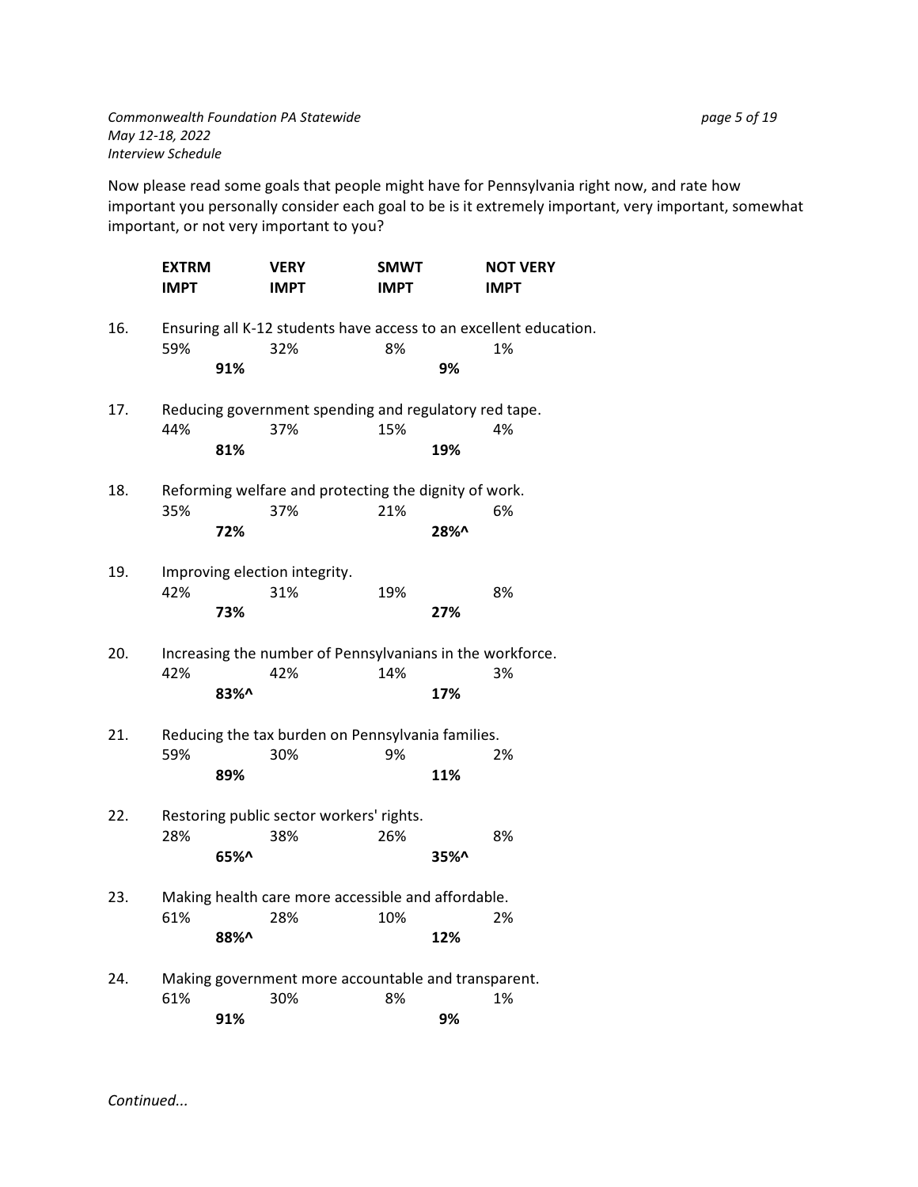Now please read some goals that people might have for Pennsylvania right now, and rate how important you personally consider each goal to be is it extremely important, very important, somewhat important, or not very important to you?

| | | EXTRM IMPT | VERY IMPT | SMWT IMPT | NOT VERY IMPT |
|---|---|---|---|---|---|
| 16. | Ensuring all K-12 students have access to an excellent education. | 59% | 32% | 8% | 1% |
| | | **91%** | | **9%** | |
| 17. | Reducing government spending and regulatory red tape. | 44% | 37% | 15% | 4% |
| | | **81%** | | **19%** | |
| 18. | Reforming welfare and protecting the dignity of work. | 35% | 37% | 21% | 6% |
| | | **72%** | | **28%^** | |
| 19. | Improving election integrity. | 42% | 31% | 19% | 8% |
| | | **73%** | | **27%** | |
| 20. | Increasing the number of Pennsylvanians in the workforce. | 42% | 42% | 14% | 3% |
| | | **83%^** | | **17%** | |
| 21. | Reducing the tax burden on Pennsylvania families. | 59% | 30% | 9% | 2% |
| | | **89%** | | **11%** | |
| 22. | Restoring public sector workers' rights. | 28% | 38% | 26% | 8% |
| | | **65%^** | | **35%^** | |
| 23. | Making health care more accessible and affordable. | 61% | 28% | 10% | 2% |
| | | **88%^** | | **12%** | |
| 24. | Making government more accountable and transparent. | 61% | 30% | 8% | 1% |
| | | **91%** | | **9%** | |

*Continued...*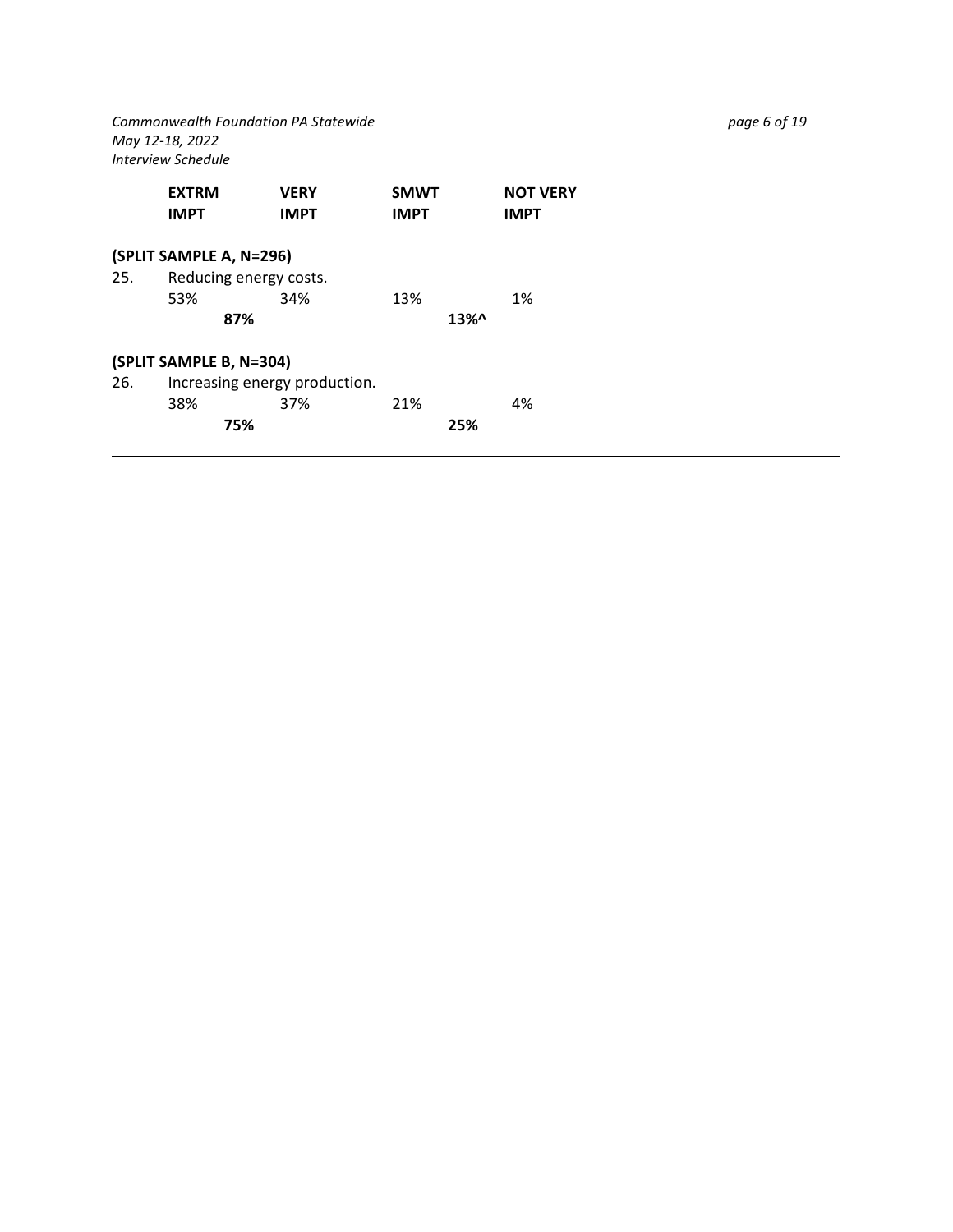| | EXTRM IMPT | VERY IMPT | SMWT IMPT | NOT VERY IMPT |
|---|---|---|---|---|
| **(SPLIT SAMPLE A, N=296)** | | | | |
| 25. Reducing energy costs. | 53% | 34% | 13% | 1% |
| | **87%** | | **13%^** | |
| **(SPLIT SAMPLE B, N=304)** | | | | |
| 26. Increasing energy production. | 38% | 37% | 21% | 4% |
| | **75%** | | **25%** | |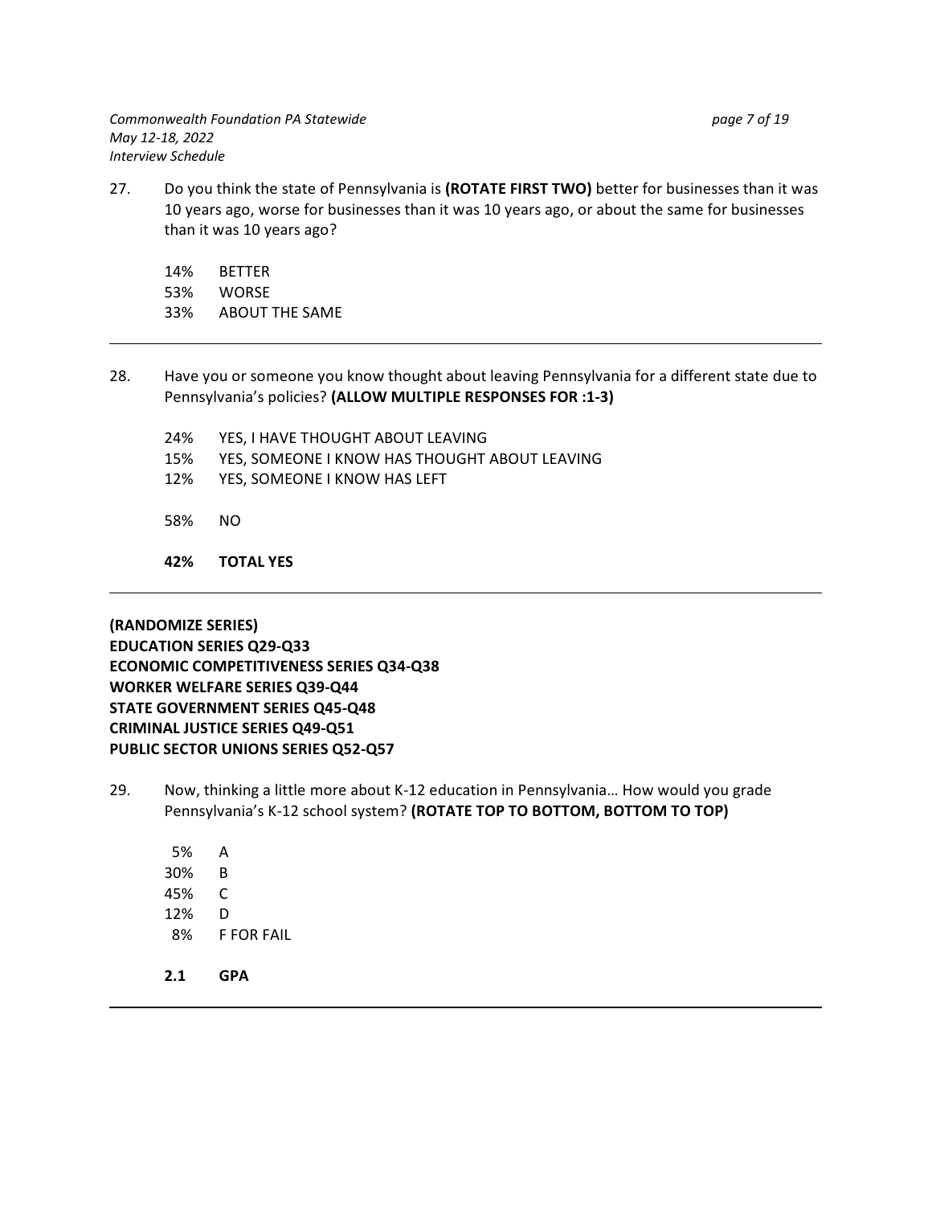27. Do you think the state of Pennsylvania is **(ROTATE FIRST TWO)** better for businesses than it was 10 years ago, worse for businesses than it was 10 years ago, or about the same for businesses than it was 10 years ago?

| | |
|---|---|
| 14% | BETTER |
| 53% | WORSE |
| 33% | ABOUT THE SAME |

---

28. Have you or someone you know thought about leaving Pennsylvania for a different state due to Pennsylvania's policies? **(ALLOW MULTIPLE RESPONSES FOR :1-3)**

| | |
|---|---|
| 24% | YES, I HAVE THOUGHT ABOUT LEAVING |
| 15% | YES, SOMEONE I KNOW HAS THOUGHT ABOUT LEAVING |
| 12% | YES, SOMEONE I KNOW HAS LEFT |
| 58% | NO |
| **42%** | **TOTAL YES** |

---

**(RANDOMIZE SERIES)**
**EDUCATION SERIES Q29-Q33**
**ECONOMIC COMPETITIVENESS SERIES Q34-Q38**
**WORKER WELFARE SERIES Q39-Q44**
**STATE GOVERNMENT SERIES Q45-Q48**
**CRIMINAL JUSTICE SERIES Q49-Q51**
**PUBLIC SECTOR UNIONS SERIES Q52-Q57**

29. Now, thinking a little more about K-12 education in Pennsylvania… How would you grade Pennsylvania's K-12 school system? **(ROTATE TOP TO BOTTOM, BOTTOM TO TOP)**

| | |
|---|---|
| 5% | A |
| 30% | B |
| 45% | C |
| 12% | D |
| 8% | F FOR FAIL |
| **2.1** | **GPA** |

---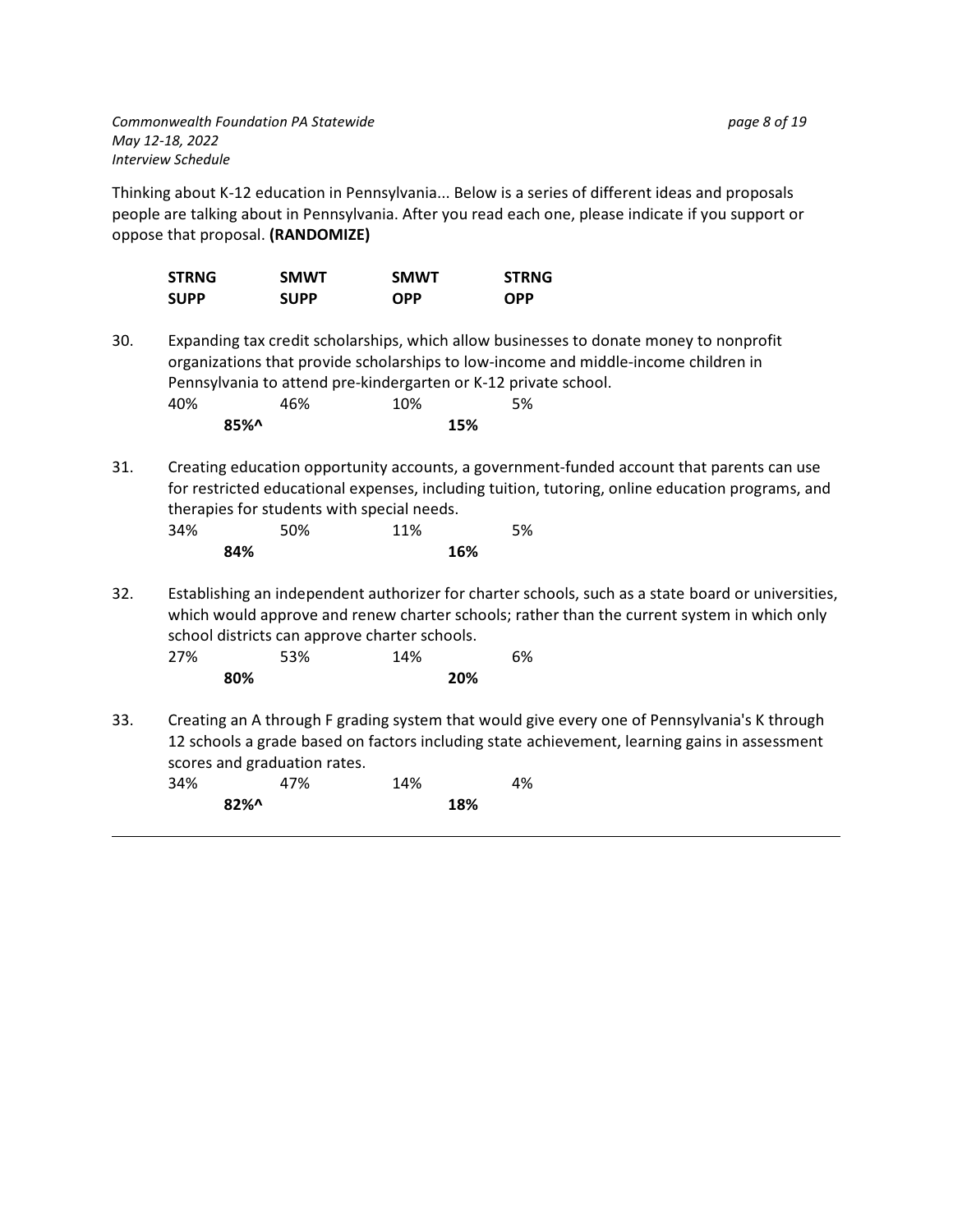Thinking about K-12 education in Pennsylvania... Below is a series of different ideas and proposals people are talking about in Pennsylvania. After you read each one, please indicate if you support or oppose that proposal. **(RANDOMIZE)**

| | STRNG SUPP | SMWT SUPP | SMWT OPP | STRNG OPP |
|---|---|---|---|---|

30. Expanding tax credit scholarships, which allow businesses to donate money to nonprofit organizations that provide scholarships to low-income and middle-income children in Pennsylvania to attend pre-kindergarten or K-12 private school.

| STRNG SUPP | SMWT SUPP | SMWT OPP | STRNG OPP |
|---|---|---|---|
| 40% | 46% | 10% | 5% |
| **85%^** | | **15%** | |

31. Creating education opportunity accounts, a government-funded account that parents can use for restricted educational expenses, including tuition, tutoring, online education programs, and therapies for students with special needs.

| STRNG SUPP | SMWT SUPP | SMWT OPP | STRNG OPP |
|---|---|---|---|
| 34% | 50% | 11% | 5% |
| **84%** | | **16%** | |

32. Establishing an independent authorizer for charter schools, such as a state board or universities, which would approve and renew charter schools; rather than the current system in which only school districts can approve charter schools.

| STRNG SUPP | SMWT SUPP | SMWT OPP | STRNG OPP |
|---|---|---|---|
| 27% | 53% | 14% | 6% |
| **80%** | | **20%** | |

33. Creating an A through F grading system that would give every one of Pennsylvania's K through 12 schools a grade based on factors including state achievement, learning gains in assessment scores and graduation rates.

| STRNG SUPP | SMWT SUPP | SMWT OPP | STRNG OPP |
|---|---|---|---|
| 34% | 47% | 14% | 4% |
| **82%^** | | **18%** | |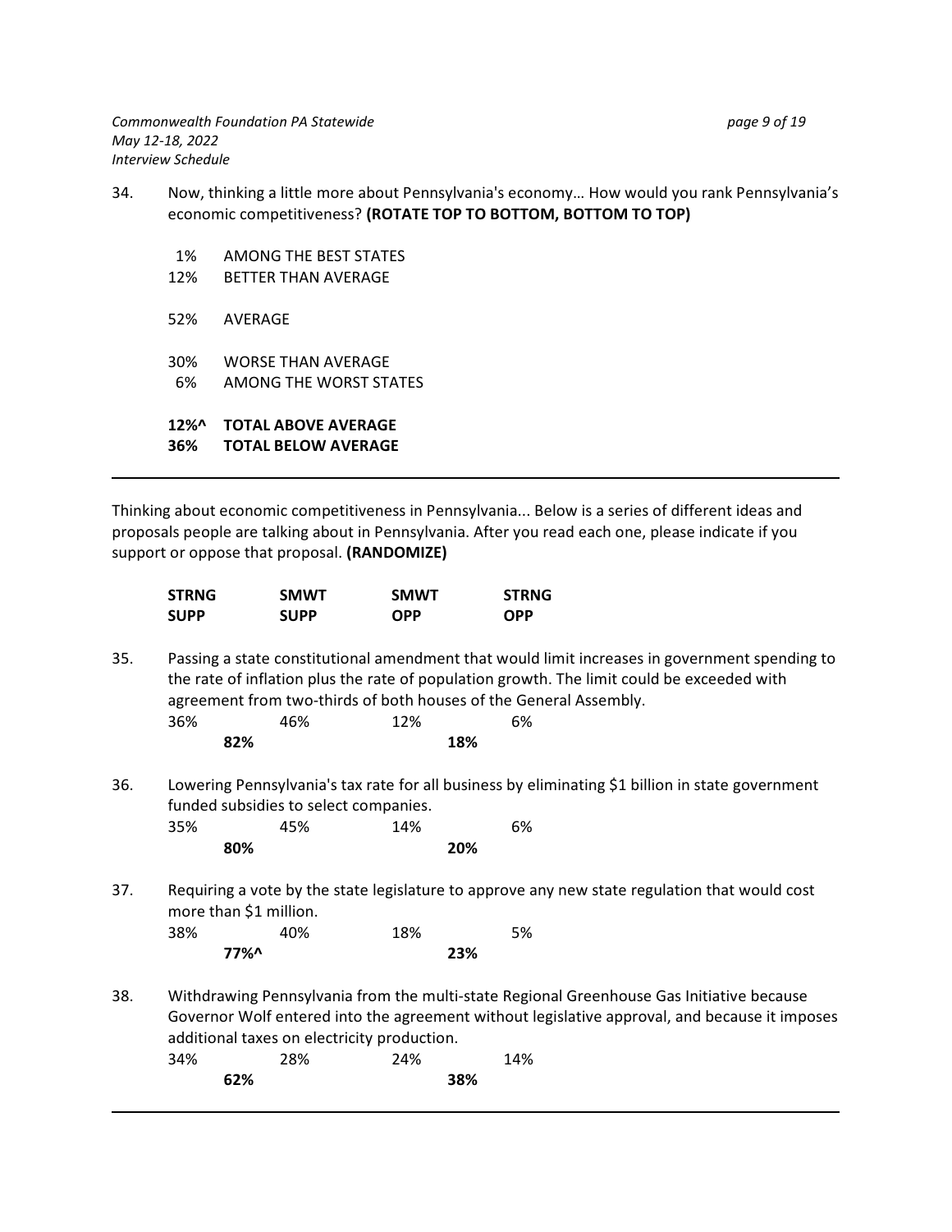34. Now, thinking a little more about Pennsylvania's economy… How would you rank Pennsylvania's economic competitiveness? **(ROTATE TOP TO BOTTOM, BOTTOM TO TOP)**

| | |
|---|---|
| 1% | AMONG THE BEST STATES |
| 12% | BETTER THAN AVERAGE |
| 52% | AVERAGE |
| 30% | WORSE THAN AVERAGE |
| 6% | AMONG THE WORST STATES |
| **12%^** | **TOTAL ABOVE AVERAGE** |
| **36%** | **TOTAL BELOW AVERAGE** |

---

Thinking about economic competitiveness in Pennsylvania... Below is a series of different ideas and proposals people are talking about in Pennsylvania. After you read each one, please indicate if you support or oppose that proposal. **(RANDOMIZE)**

35. Passing a state constitutional amendment that would limit increases in government spending to the rate of inflation plus the rate of population growth. The limit could be exceeded with agreement from two-thirds of both houses of the General Assembly.

| **STRNG SUPP** | **SMWT SUPP** | **SMWT OPP** | **STRNG OPP** |
|---|---|---|---|
| 36% | 46% | 12% | 6% |
| **82%** | | **18%** | |

36. Lowering Pennsylvania's tax rate for all business by eliminating $1 billion in state government funded subsidies to select companies.

| **STRNG SUPP** | **SMWT SUPP** | **SMWT OPP** | **STRNG OPP** |
|---|---|---|---|
| 35% | 45% | 14% | 6% |
| **80%** | | **20%** | |

37. Requiring a vote by the state legislature to approve any new state regulation that would cost more than $1 million.

| **STRNG SUPP** | **SMWT SUPP** | **SMWT OPP** | **STRNG OPP** |
|---|---|---|---|
| 38% | 40% | 18% | 5% |
| **77%^** | | **23%** | |

38. Withdrawing Pennsylvania from the multi-state Regional Greenhouse Gas Initiative because Governor Wolf entered into the agreement without legislative approval, and because it imposes additional taxes on electricity production.

| **STRNG SUPP** | **SMWT SUPP** | **SMWT OPP** | **STRNG OPP** |
|---|---|---|---|
| 34% | 28% | 24% | 14% |
| **62%** | | **38%** | |

---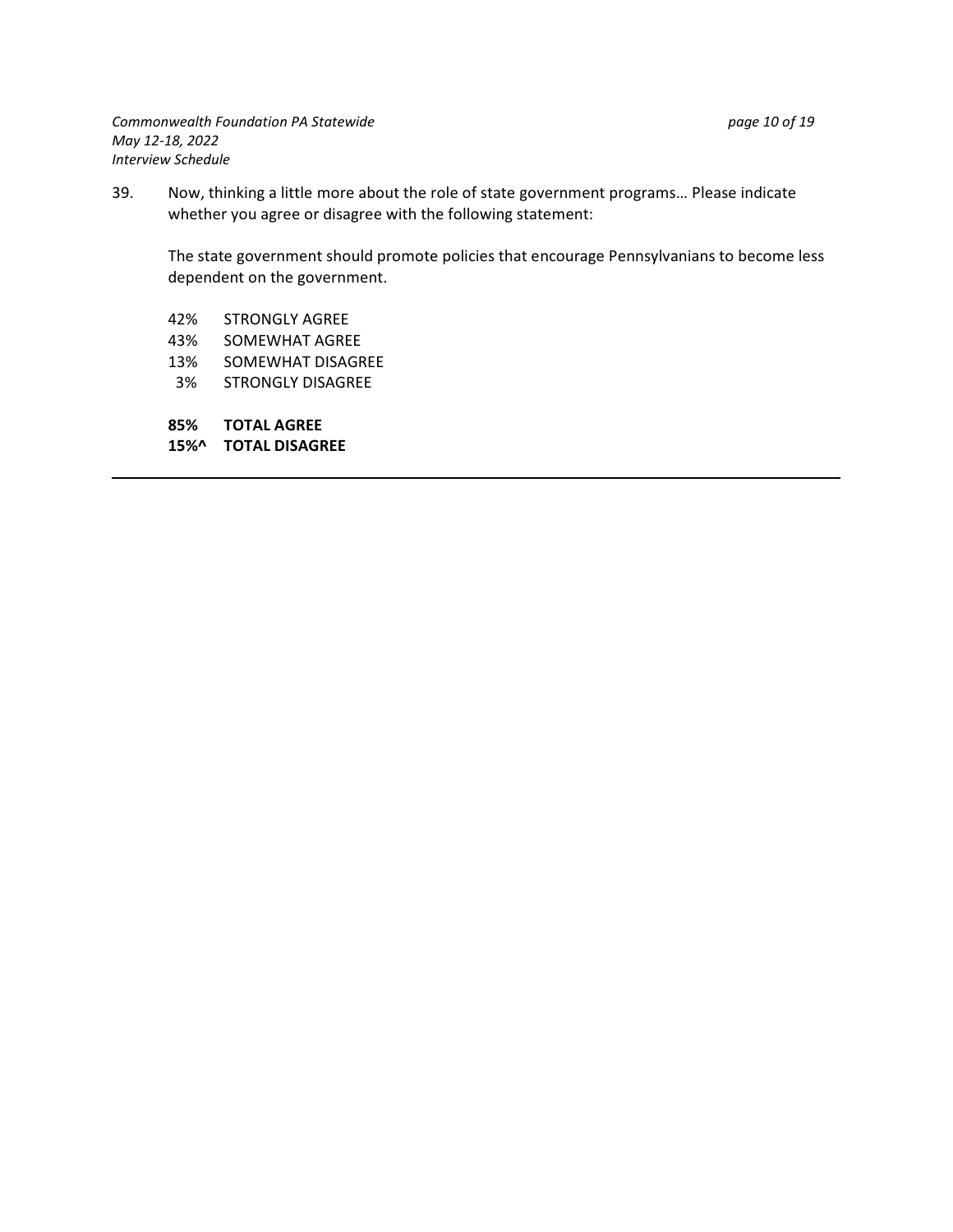39. Now, thinking a little more about the role of state government programs… Please indicate whether you agree or disagree with the following statement:

    The state government should promote policies that encourage Pennsylvanians to become less dependent on the government.

    42% STRONGLY AGREE
    43% SOMEWHAT AGREE
    13% SOMEWHAT DISAGREE
    3% STRONGLY DISAGREE

    **85% TOTAL AGREE**
    **15%^ TOTAL DISAGREE**

---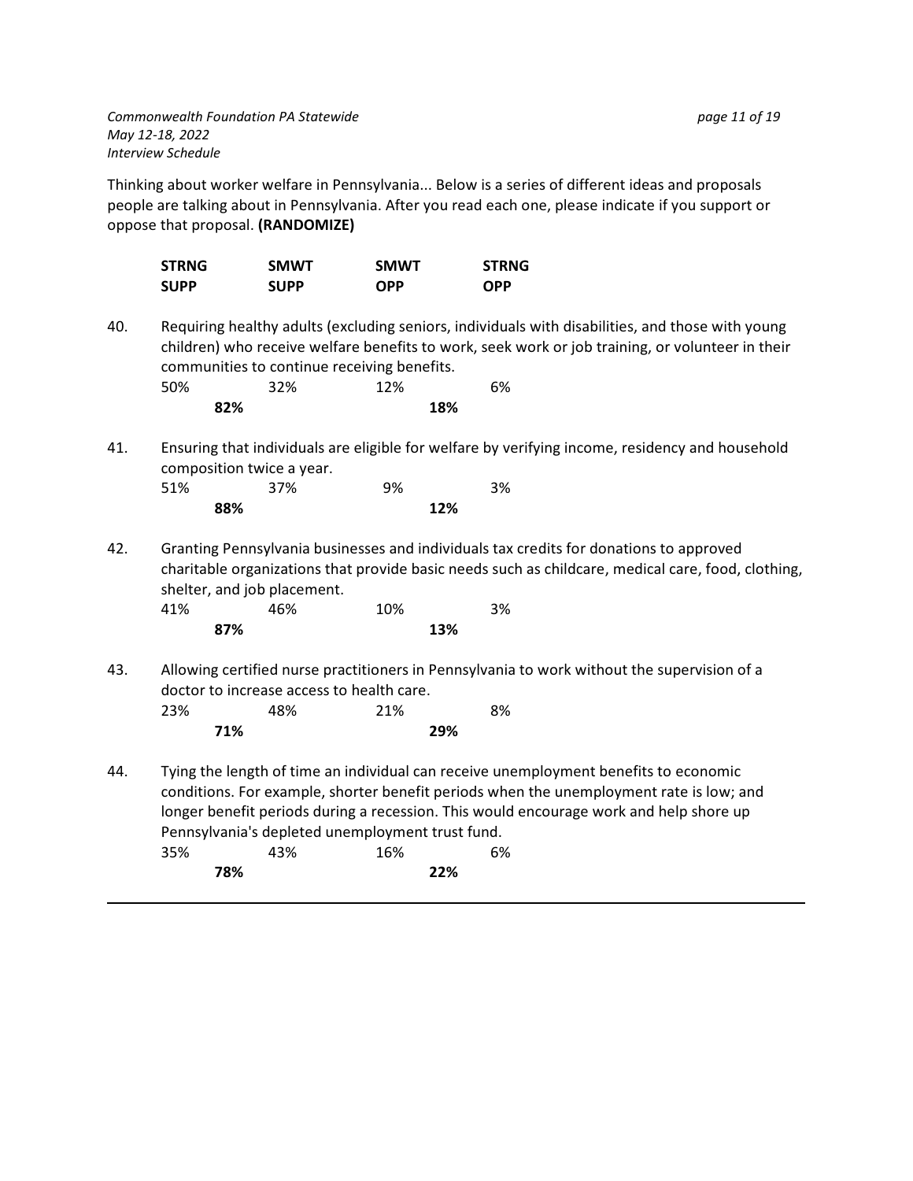Thinking about worker welfare in Pennsylvania... Below is a series of different ideas and proposals people are talking about in Pennsylvania. After you read each one, please indicate if you support or oppose that proposal. **(RANDOMIZE)**

| | STRNG SUPP | SMWT SUPP | SMWT OPP | STRNG OPP |
|---|---|---|---|---|

40. Requiring healthy adults (excluding seniors, individuals with disabilities, and those with young children) who receive welfare benefits to work, seek work or job training, or volunteer in their communities to continue receiving benefits.

| STRNG SUPP | SMWT SUPP | SMWT OPP | STRNG OPP |
|---|---|---|---|
| 50% | 32% | 12% | 6% |
| **82%** | | **18%** | |

41. Ensuring that individuals are eligible for welfare by verifying income, residency and household composition twice a year.

| STRNG SUPP | SMWT SUPP | SMWT OPP | STRNG OPP |
|---|---|---|---|
| 51% | 37% | 9% | 3% |
| **88%** | | **12%** | |

42. Granting Pennsylvania businesses and individuals tax credits for donations to approved charitable organizations that provide basic needs such as childcare, medical care, food, clothing, shelter, and job placement.

| STRNG SUPP | SMWT SUPP | SMWT OPP | STRNG OPP |
|---|---|---|---|
| 41% | 46% | 10% | 3% |
| **87%** | | **13%** | |

43. Allowing certified nurse practitioners in Pennsylvania to work without the supervision of a doctor to increase access to health care.

| STRNG SUPP | SMWT SUPP | SMWT OPP | STRNG OPP |
|---|---|---|---|
| 23% | 48% | 21% | 8% |
| **71%** | | **29%** | |

44. Tying the length of time an individual can receive unemployment benefits to economic conditions. For example, shorter benefit periods when the unemployment rate is low; and longer benefit periods during a recession. This would encourage work and help shore up Pennsylvania's depleted unemployment trust fund.

| STRNG SUPP | SMWT SUPP | SMWT OPP | STRNG OPP |
|---|---|---|---|
| 35% | 43% | 16% | 6% |
| **78%** | | **22%** | |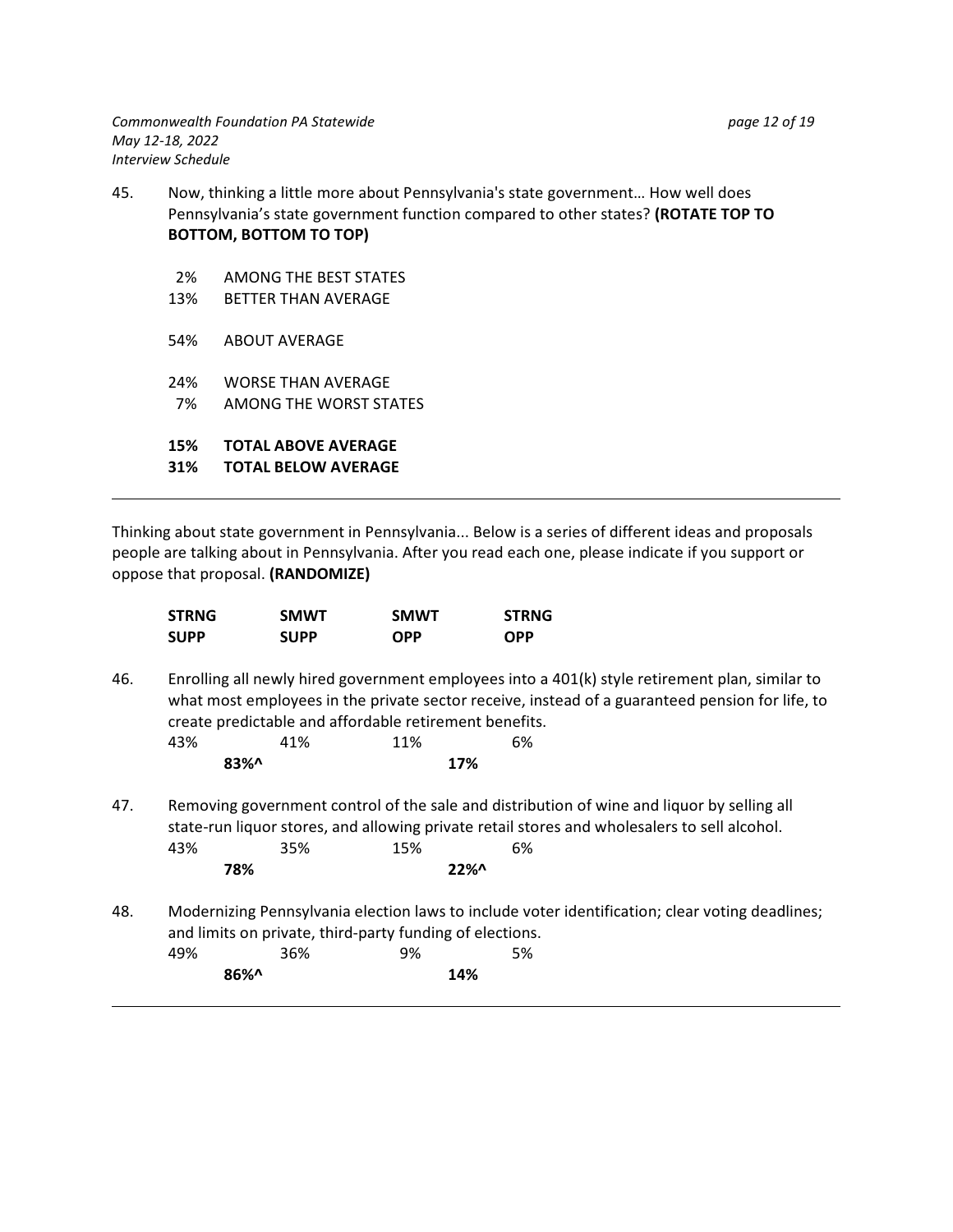45. Now, thinking a little more about Pennsylvania's state government… How well does Pennsylvania's state government function compared to other states? **(ROTATE TOP TO BOTTOM, BOTTOM TO TOP)**

2% AMONG THE BEST STATES
13% BETTER THAN AVERAGE

54% ABOUT AVERAGE

24% WORSE THAN AVERAGE
7% AMONG THE WORST STATES

**15% TOTAL ABOVE AVERAGE**
**31% TOTAL BELOW AVERAGE**

---

Thinking about state government in Pennsylvania... Below is a series of different ideas and proposals people are talking about in Pennsylvania. After you read each one, please indicate if you support or oppose that proposal. **(RANDOMIZE)**

| | **STRNG SUPP** | **SMWT SUPP** | **SMWT OPP** | **STRNG OPP** |
|---|---|---|---|---|
| 46. Enrolling all newly hired government employees into a 401(k) style retirement plan, similar to what most employees in the private sector receive, instead of a guaranteed pension for life, to create predictable and affordable retirement benefits. | 43% | 41% | 11% | 6% |
| | **83%^** | | **17%** | |
| 47. Removing government control of the sale and distribution of wine and liquor by selling all state-run liquor stores, and allowing private retail stores and wholesalers to sell alcohol. | 43% | 35% | 15% | 6% |
| | **78%** | | **22%^** | |
| 48. Modernizing Pennsylvania election laws to include voter identification; clear voting deadlines; and limits on private, third-party funding of elections. | 49% | 36% | 9% | 5% |
| | **86%^** | | **14%** | |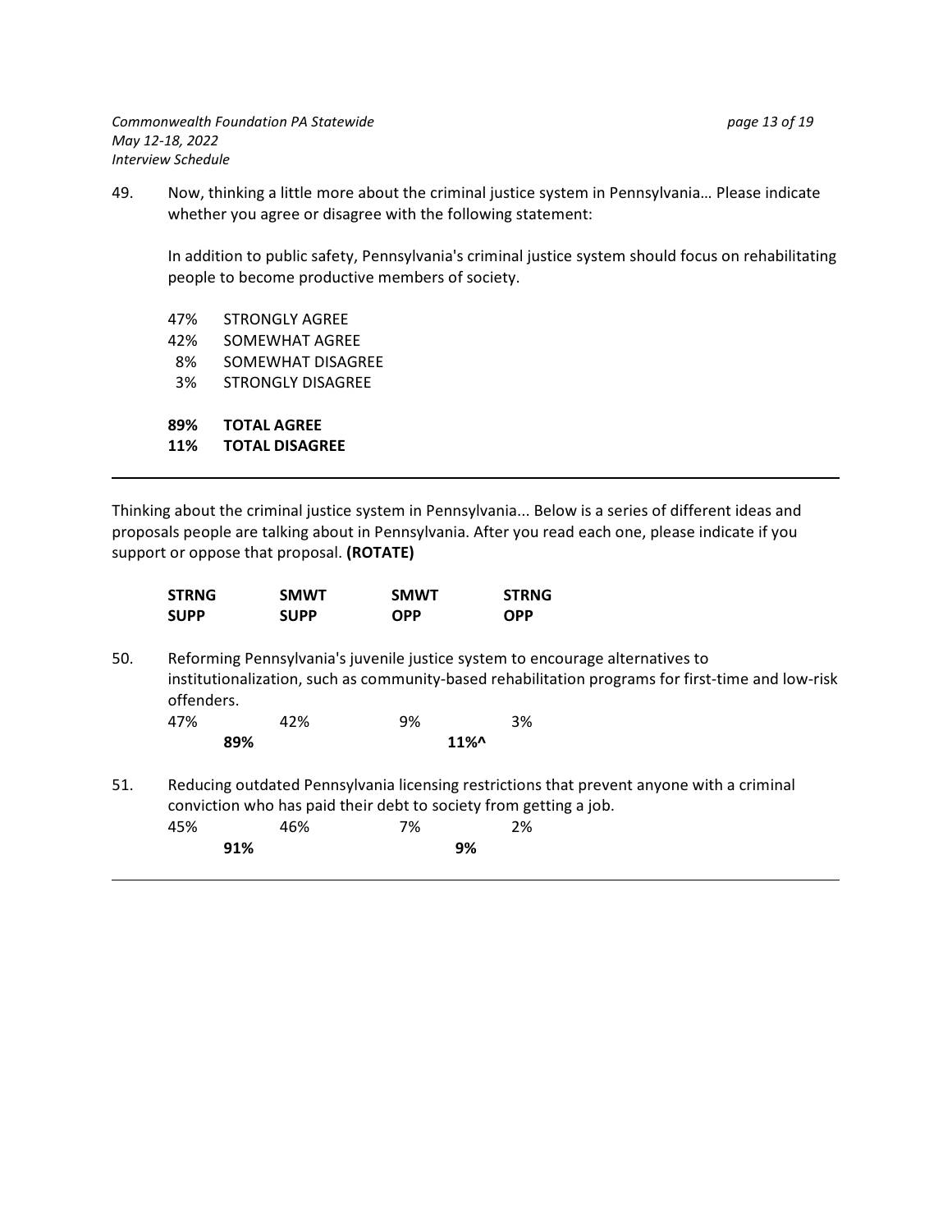49. Now, thinking a little more about the criminal justice system in Pennsylvania… Please indicate whether you agree or disagree with the following statement:

    In addition to public safety, Pennsylvania's criminal justice system should focus on rehabilitating people to become productive members of society.

    47% STRONGLY AGREE
    42% SOMEWHAT AGREE
    8% SOMEWHAT DISAGREE
    3% STRONGLY DISAGREE

    **89% TOTAL AGREE**
    **11% TOTAL DISAGREE**

---

Thinking about the criminal justice system in Pennsylvania... Below is a series of different ideas and proposals people are talking about in Pennsylvania. After you read each one, please indicate if you support or oppose that proposal. **(ROTATE)**

| | STRNG SUPP | SMWT SUPP | SMWT OPP | STRNG OPP |
|---|---|---|---|---|
| 50. Reforming Pennsylvania's juvenile justice system to encourage alternatives to institutionalization, such as community-based rehabilitation programs for first-time and low-risk offenders. | 47% | 42% | 9% | 3% |
| | **89%** | | **11%^** | |
| 51. Reducing outdated Pennsylvania licensing restrictions that prevent anyone with a criminal conviction who has paid their debt to society from getting a job. | 45% | 46% | 7% | 2% |
| | **91%** | | **9%** | |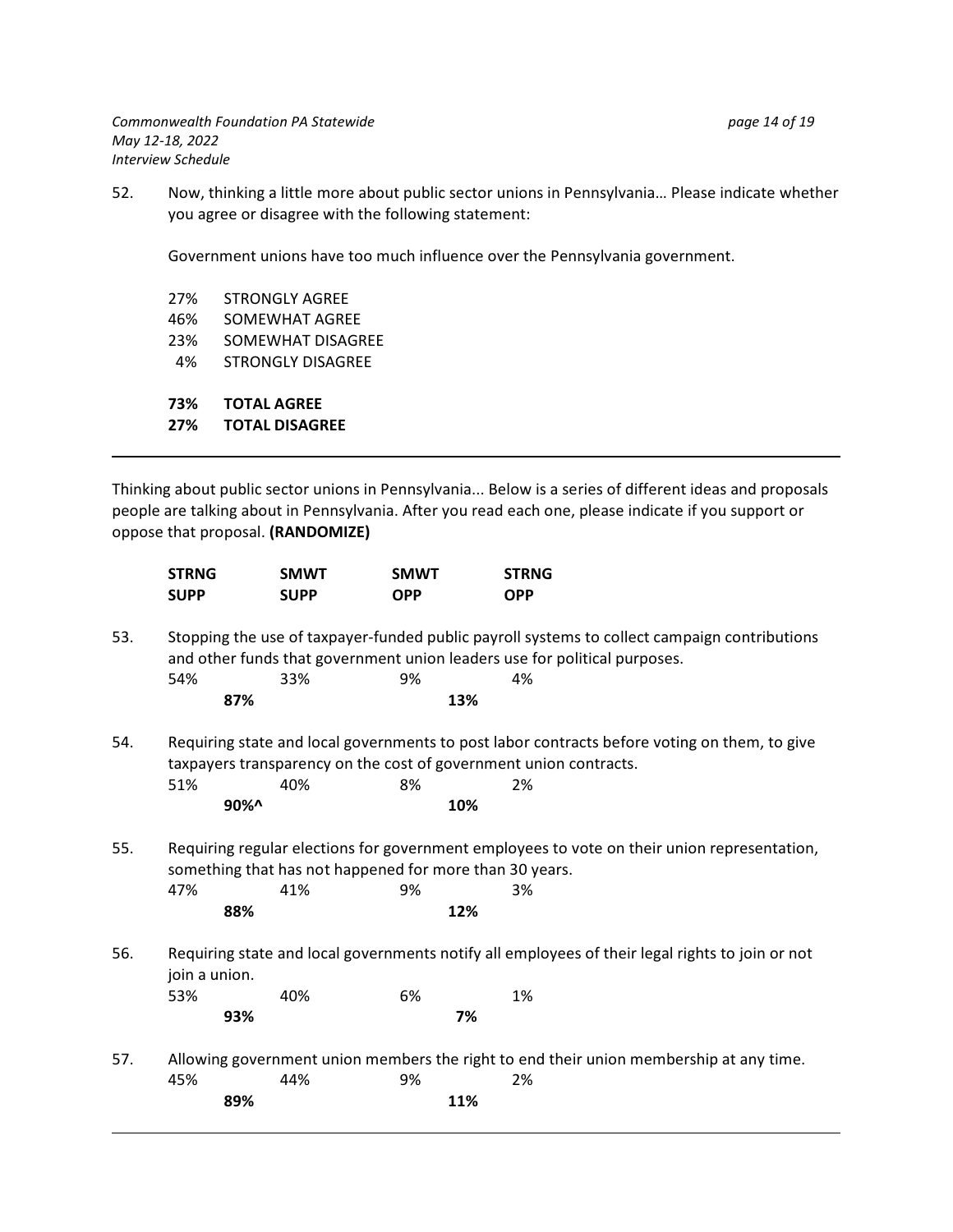52. Now, thinking a little more about public sector unions in Pennsylvania… Please indicate whether you agree or disagree with the following statement:

Government unions have too much influence over the Pennsylvania government.

27% STRONGLY AGREE
46% SOMEWHAT AGREE
23% SOMEWHAT DISAGREE
4% STRONGLY DISAGREE

**73% TOTAL AGREE**
**27% TOTAL DISAGREE**

---

Thinking about public sector unions in Pennsylvania... Below is a series of different ideas and proposals people are talking about in Pennsylvania. After you read each one, please indicate if you support or oppose that proposal. **(RANDOMIZE)**

| | | STRNG SUPP | SMWT SUPP | SMWT OPP | STRNG OPP |
|---|---|---|---|---|---|
| 53. | Stopping the use of taxpayer-funded public payroll systems to collect campaign contributions and other funds that government union leaders use for political purposes. | 54% | 33% | 9% | 4% |
| | | **87%** | | **13%** | |
| 54. | Requiring state and local governments to post labor contracts before voting on them, to give taxpayers transparency on the cost of government union contracts. | 51% | 40% | 8% | 2% |
| | | **90%^** | | **10%** | |
| 55. | Requiring regular elections for government employees to vote on their union representation, something that has not happened for more than 30 years. | 47% | 41% | 9% | 3% |
| | | **88%** | | **12%** | |
| 56. | Requiring state and local governments notify all employees of their legal rights to join or not join a union. | 53% | 40% | 6% | 1% |
| | | **93%** | | **7%** | |
| 57. | Allowing government union members the right to end their union membership at any time. | 45% | 44% | 9% | 2% |
| | | **89%** | | **11%** | |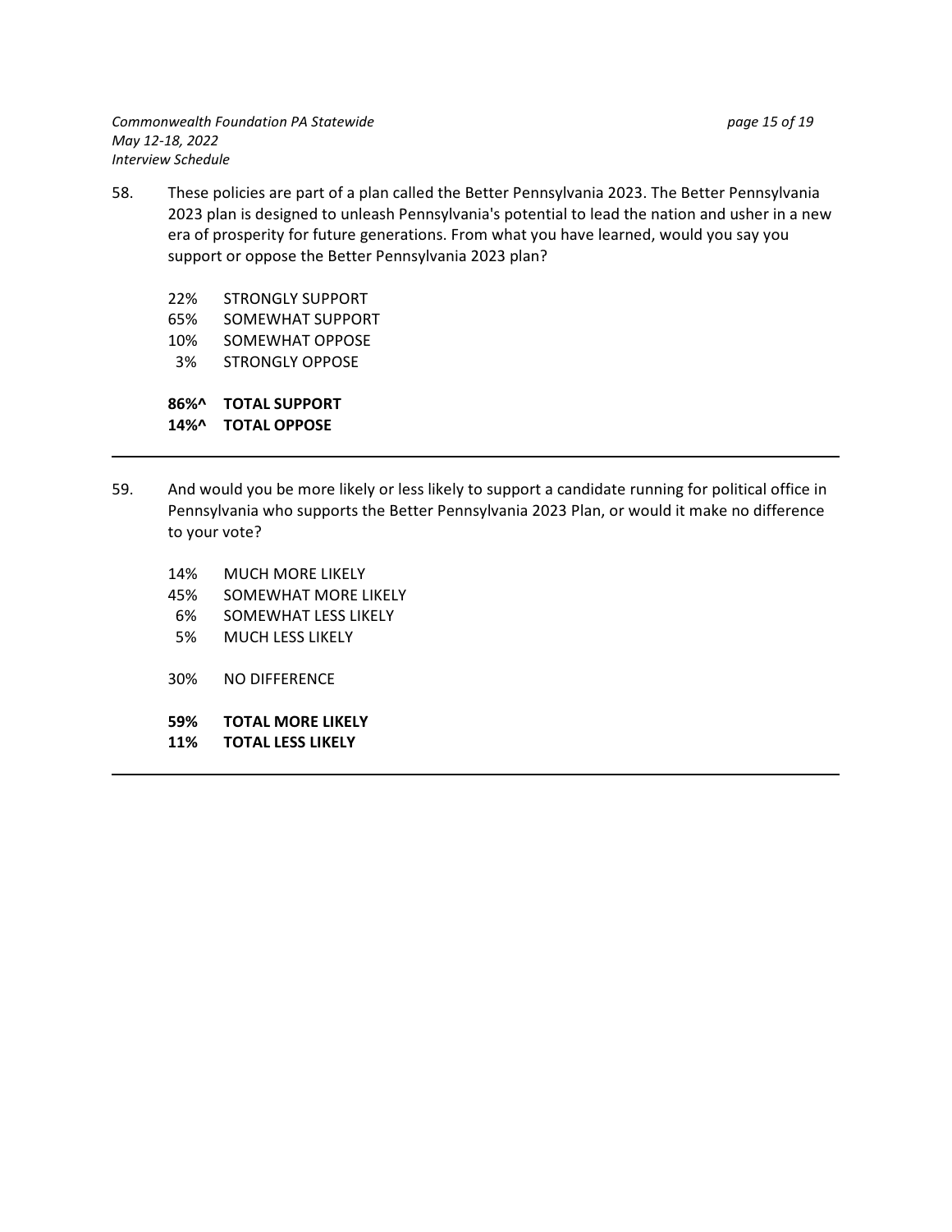58. These policies are part of a plan called the Better Pennsylvania 2023. The Better Pennsylvania 2023 plan is designed to unleash Pennsylvania's potential to lead the nation and usher in a new era of prosperity for future generations. From what you have learned, would you say you support or oppose the Better Pennsylvania 2023 plan?

22% STRONGLY SUPPORT
65% SOMEWHAT SUPPORT
10% SOMEWHAT OPPOSE
3% STRONGLY OPPOSE

**86%^ TOTAL SUPPORT**
**14%^ TOTAL OPPOSE**

---

59. And would you be more likely or less likely to support a candidate running for political office in Pennsylvania who supports the Better Pennsylvania 2023 Plan, or would it make no difference to your vote?

14% MUCH MORE LIKELY
45% SOMEWHAT MORE LIKELY
6% SOMEWHAT LESS LIKELY
5% MUCH LESS LIKELY

30% NO DIFFERENCE

**59% TOTAL MORE LIKELY**
**11% TOTAL LESS LIKELY**

---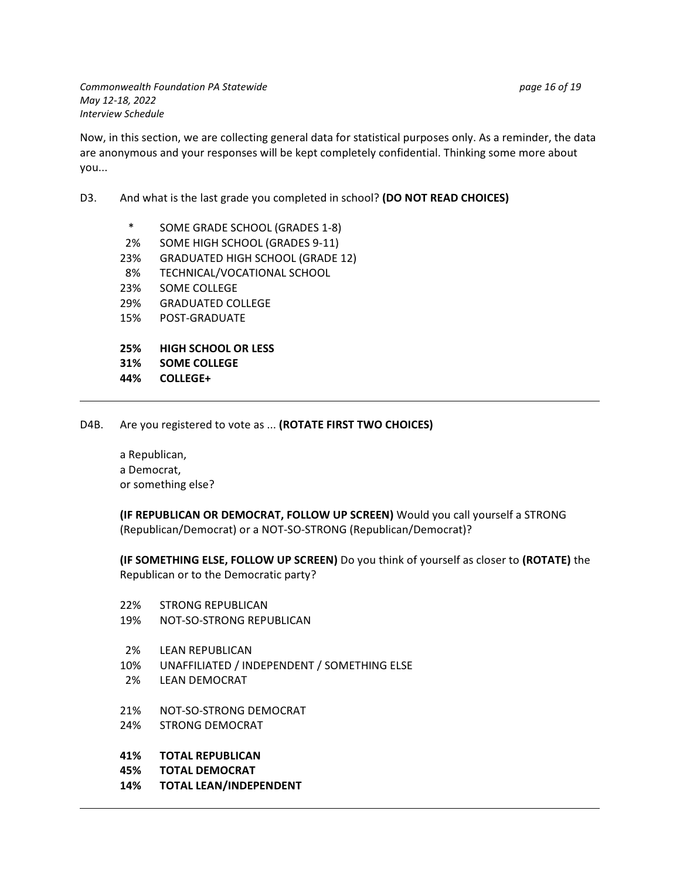Now, in this section, we are collecting general data for statistical purposes only. As a reminder, the data are anonymous and your responses will be kept completely confidential. Thinking some more about you...

D3. And what is the last grade you completed in school? **(DO NOT READ CHOICES)**

| | |
|---|---|
| * | SOME GRADE SCHOOL (GRADES 1-8) |
| 2% | SOME HIGH SCHOOL (GRADES 9-11) |
| 23% | GRADUATED HIGH SCHOOL (GRADE 12) |
| 8% | TECHNICAL/VOCATIONAL SCHOOL |
| 23% | SOME COLLEGE |
| 29% | GRADUATED COLLEGE |
| 15% | POST-GRADUATE |
| | |
| **25%** | **HIGH SCHOOL OR LESS** |
| **31%** | **SOME COLLEGE** |
| **44%** | **COLLEGE+** |

---

D4B. Are you registered to vote as ... **(ROTATE FIRST TWO CHOICES)**

a Republican,
a Democrat,
or something else?

**(IF REPUBLICAN OR DEMOCRAT, FOLLOW UP SCREEN)** Would you call yourself a STRONG (Republican/Democrat) or a NOT-SO-STRONG (Republican/Democrat)?

**(IF SOMETHING ELSE, FOLLOW UP SCREEN)** Do you think of yourself as closer to **(ROTATE)** the Republican or to the Democratic party?

| | |
|---|---|
| 22% | STRONG REPUBLICAN |
| 19% | NOT-SO-STRONG REPUBLICAN |
| | |
| 2% | LEAN REPUBLICAN |
| 10% | UNAFFILIATED / INDEPENDENT / SOMETHING ELSE |
| 2% | LEAN DEMOCRAT |
| | |
| 21% | NOT-SO-STRONG DEMOCRAT |
| 24% | STRONG DEMOCRAT |
| | |
| **41%** | **TOTAL REPUBLICAN** |
| **45%** | **TOTAL DEMOCRAT** |
| **14%** | **TOTAL LEAN/INDEPENDENT** |

---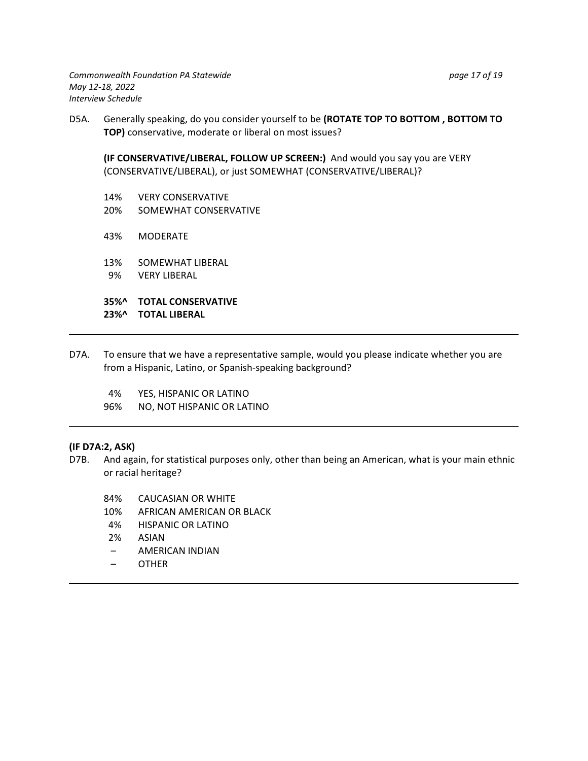D5A. Generally speaking, do you consider yourself to be **(ROTATE TOP TO BOTTOM , BOTTOM TO TOP)** conservative, moderate or liberal on most issues?

**(IF CONSERVATIVE/LIBERAL, FOLLOW UP SCREEN:)** And would you say you are VERY (CONSERVATIVE/LIBERAL), or just SOMEWHAT (CONSERVATIVE/LIBERAL)?

14% VERY CONSERVATIVE
20% SOMEWHAT CONSERVATIVE

43% MODERATE

13% SOMEWHAT LIBERAL
9% VERY LIBERAL

**35%^ TOTAL CONSERVATIVE**
**23%^ TOTAL LIBERAL**

---

D7A. To ensure that we have a representative sample, would you please indicate whether you are from a Hispanic, Latino, or Spanish-speaking background?

4% YES, HISPANIC OR LATINO
96% NO, NOT HISPANIC OR LATINO

---

**(IF D7A:2, ASK)**

D7B. And again, for statistical purposes only, other than being an American, what is your main ethnic or racial heritage?

84% CAUCASIAN OR WHITE
10% AFRICAN AMERICAN OR BLACK
4% HISPANIC OR LATINO
2% ASIAN
– AMERICAN INDIAN
– OTHER

---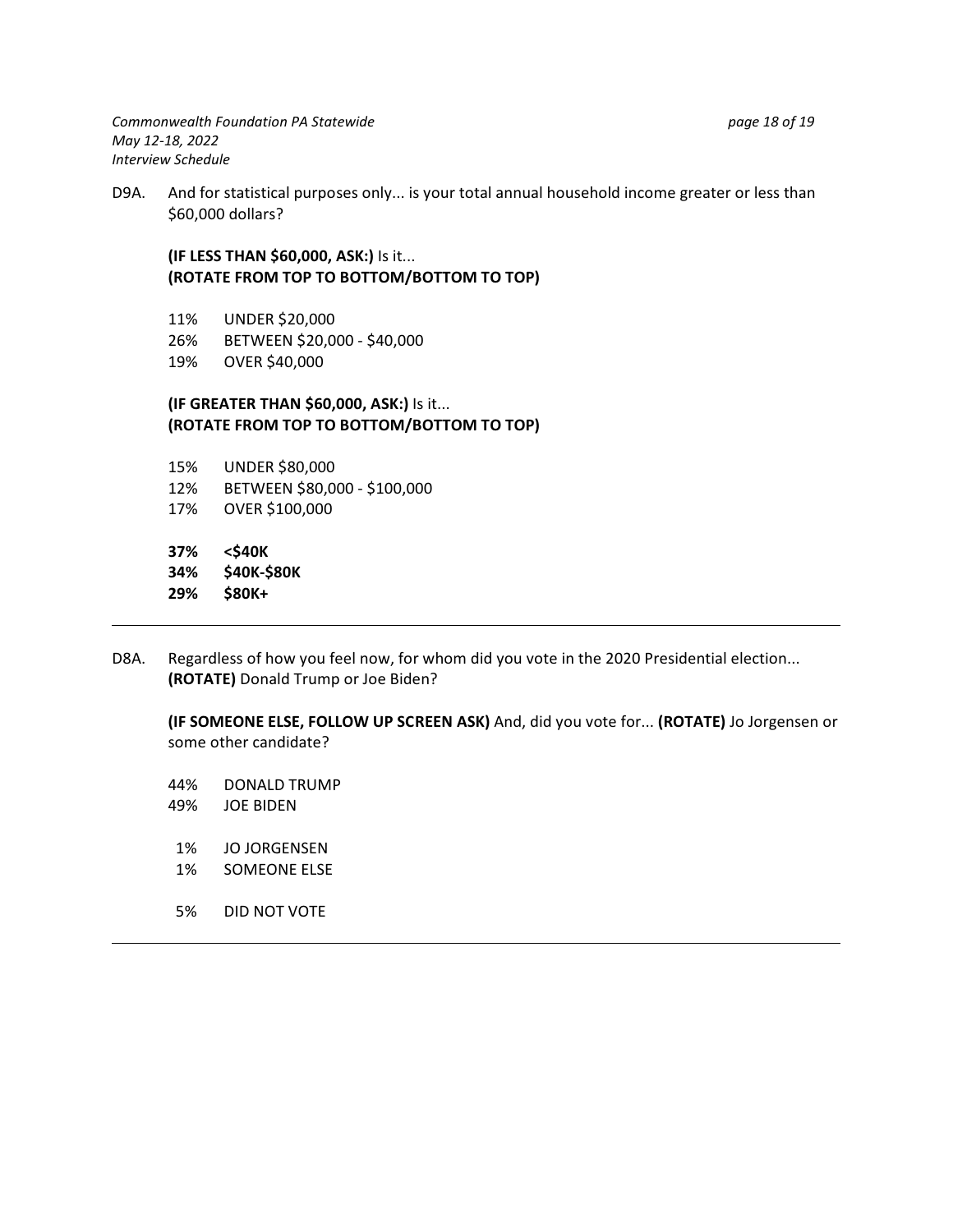D9A. And for statistical purposes only... is your total annual household income greater or less than $60,000 dollars?

**(IF LESS THAN $60,000, ASK:)** Is it...
**(ROTATE FROM TOP TO BOTTOM/BOTTOM TO TOP)**

11% UNDER $20,000
26% BETWEEN $20,000 - $40,000
19% OVER $40,000

**(IF GREATER THAN $60,000, ASK:)** Is it...
**(ROTATE FROM TOP TO BOTTOM/BOTTOM TO TOP)**

15% UNDER $80,000
12% BETWEEN $80,000 - $100,000
17% OVER $100,000

**37% <$40K**
**34% $40K-$80K**
**29% $80K+**

---

D8A. Regardless of how you feel now, for whom did you vote in the 2020 Presidential election... **(ROTATE)** Donald Trump or Joe Biden?

**(IF SOMEONE ELSE, FOLLOW UP SCREEN ASK)** And, did you vote for... **(ROTATE)** Jo Jorgensen or some other candidate?

44% DONALD TRUMP
49% JOE BIDEN

1% JO JORGENSEN
1% SOMEONE ELSE

5% DID NOT VOTE

---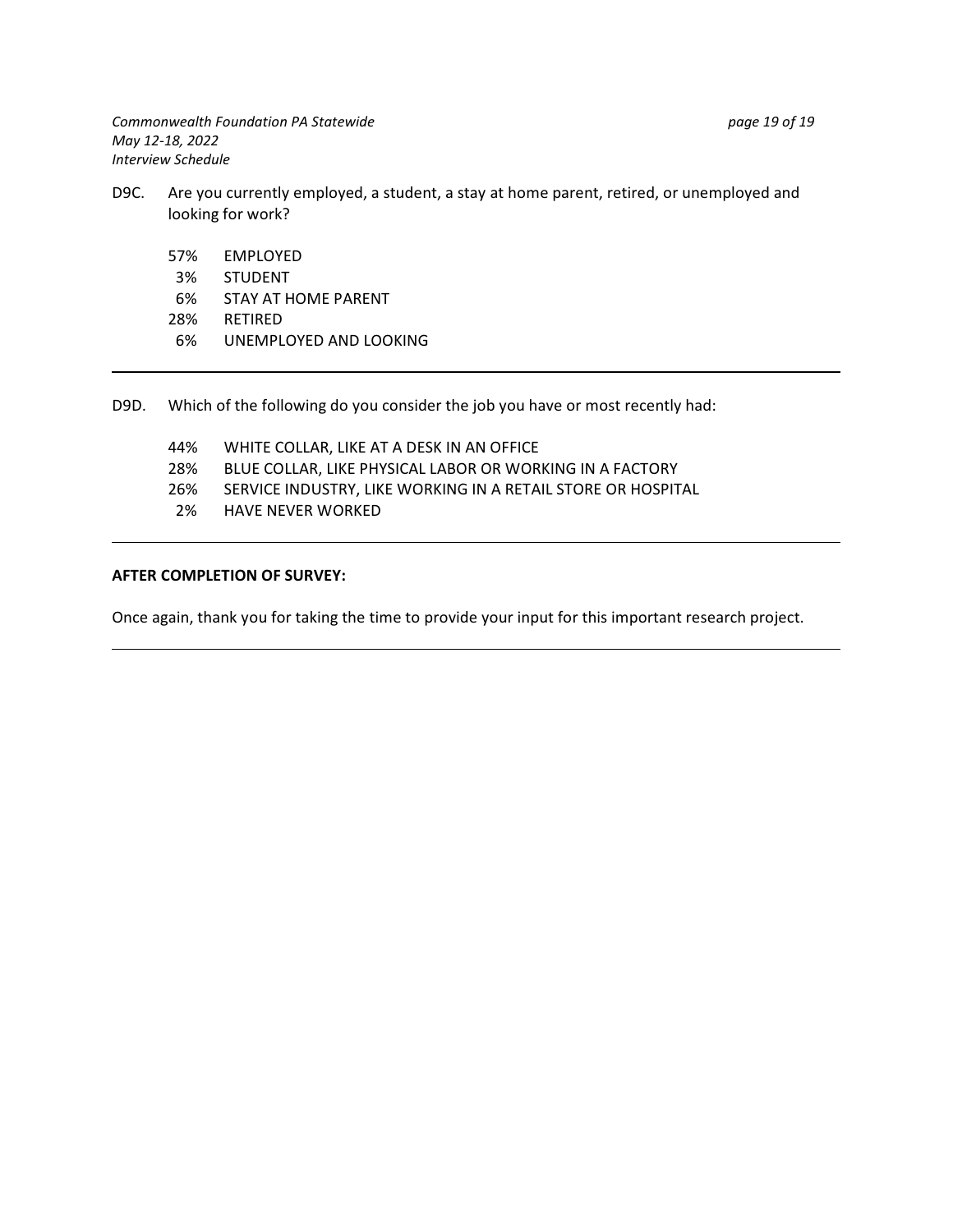D9C. Are you currently employed, a student, a stay at home parent, retired, or unemployed and looking for work?

| | |
|---|---|
| 57% | EMPLOYED |
| 3% | STUDENT |
| 6% | STAY AT HOME PARENT |
| 28% | RETIRED |
| 6% | UNEMPLOYED AND LOOKING |

---

D9D. Which of the following do you consider the job you have or most recently had:

| | |
|---|---|
| 44% | WHITE COLLAR, LIKE AT A DESK IN AN OFFICE |
| 28% | BLUE COLLAR, LIKE PHYSICAL LABOR OR WORKING IN A FACTORY |
| 26% | SERVICE INDUSTRY, LIKE WORKING IN A RETAIL STORE OR HOSPITAL |
| 2% | HAVE NEVER WORKED |

---

**AFTER COMPLETION OF SURVEY:**

Once again, thank you for taking the time to provide your input for this important research project.

---